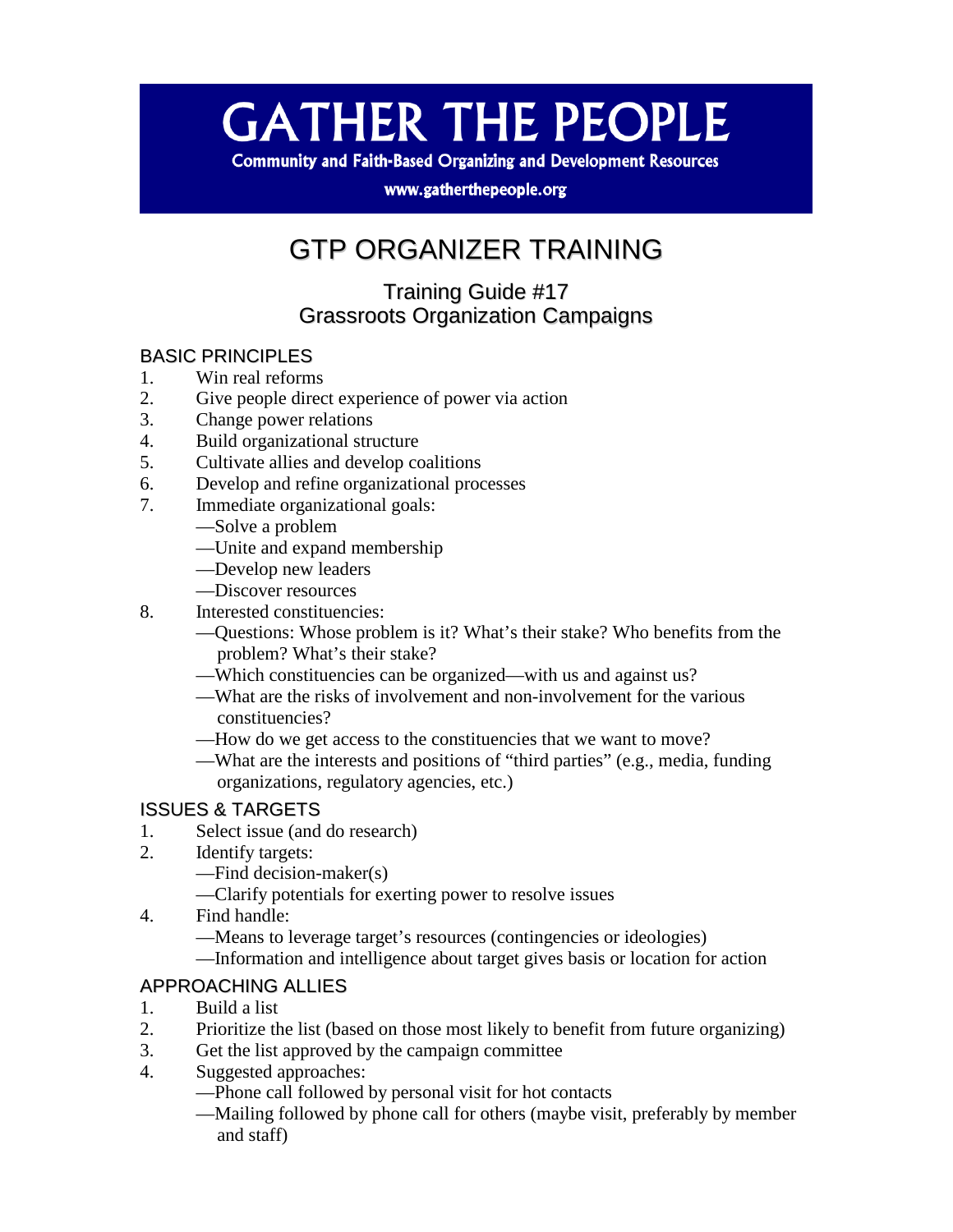# GATHER THE PEOPLE

**Community and Faith-Based Organizing and Development Resources**

**www.gatherthepeople.org**

# GTP ORGANIZER TRAINING

## Training Guide #17
## Grassroots Organization Campaigns

### BASIC PRINCIPLES

1. Win real reforms
2. Give people direct experience of power via action
3. Change power relations
4. Build organizational structure
5. Cultivate allies and develop coalitions
6. Develop and refine organizational processes
7. Immediate organizational goals:
   —Solve a problem
   —Unite and expand membership
   —Develop new leaders
   —Discover resources
8. Interested constituencies:
   —Questions: Whose problem is it? What's their stake? Who benefits from the problem? What's their stake?
   —Which constituencies can be organized—with us and against us?
   —What are the risks of involvement and non-involvement for the various constituencies?
   —How do we get access to the constituencies that we want to move?
   —What are the interests and positions of "third parties" (e.g., media, funding organizations, regulatory agencies, etc.)

### ISSUES & TARGETS

1. Select issue (and do research)
2. Identify targets:
   —Find decision-maker(s)
   —Clarify potentials for exerting power to resolve issues
4. Find handle:
   —Means to leverage target's resources (contingencies or ideologies)
   —Information and intelligence about target gives basis or location for action

### APPROACHING ALLIES

1. Build a list
2. Prioritize the list (based on those most likely to benefit from future organizing)
3. Get the list approved by the campaign committee
4. Suggested approaches:
   —Phone call followed by personal visit for hot contacts
   —Mailing followed by phone call for others (maybe visit, preferably by member and staff)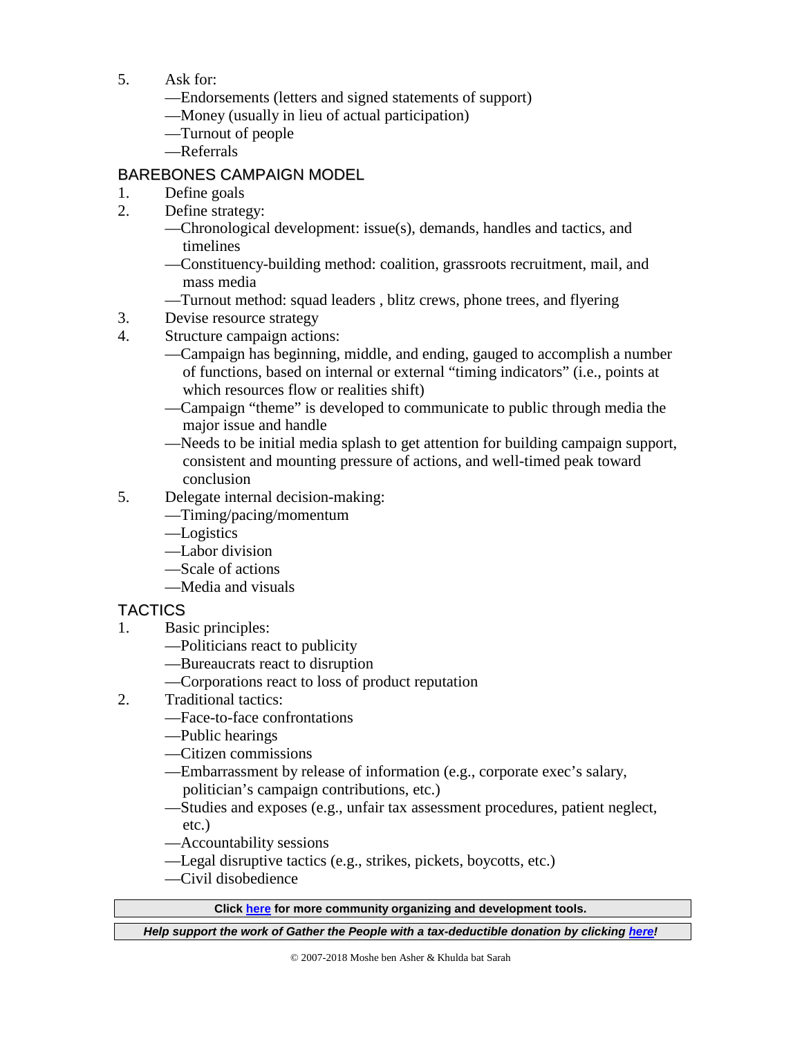5. Ask for:
   —Endorsements (letters and signed statements of support)
   —Money (usually in lieu of actual participation)
   —Turnout of people
   —Referrals

## BAREBONES CAMPAIGN MODEL

1. Define goals
2. Define strategy:
   —Chronological development: issue(s), demands, handles and tactics, and timelines
   —Constituency-building method: coalition, grassroots recruitment, mail, and mass media
   —Turnout method: squad leaders , blitz crews, phone trees, and flyering
3. Devise resource strategy
4. Structure campaign actions:
   —Campaign has beginning, middle, and ending, gauged to accomplish a number of functions, based on internal or external "timing indicators" (i.e., points at which resources flow or realities shift)
   —Campaign "theme" is developed to communicate to public through media the major issue and handle
   —Needs to be initial media splash to get attention for building campaign support, consistent and mounting pressure of actions, and well-timed peak toward conclusion
5. Delegate internal decision-making:
   —Timing/pacing/momentum
   —Logistics
   —Labor division
   —Scale of actions
   —Media and visuals

## TACTICS

1. Basic principles:
   —Politicians react to publicity
   —Bureaucrats react to disruption
   —Corporations react to loss of product reputation
2. Traditional tactics:
   —Face-to-face confrontations
   —Public hearings
   —Citizen commissions
   —Embarrassment by release of information (e.g., corporate exec's salary, politician's campaign contributions, etc.)
   —Studies and exposes (e.g., unfair tax assessment procedures, patient neglect, etc.)
   —Accountability sessions
   —Legal disruptive tactics (e.g., strikes, pickets, boycotts, etc.)
   —Civil disobedience

**Click here for more community organizing and development tools.**

***Help support the work of Gather the People with a tax-deductible donation by clicking here!***

© 2007-2018 Moshe ben Asher & Khulda bat Sarah